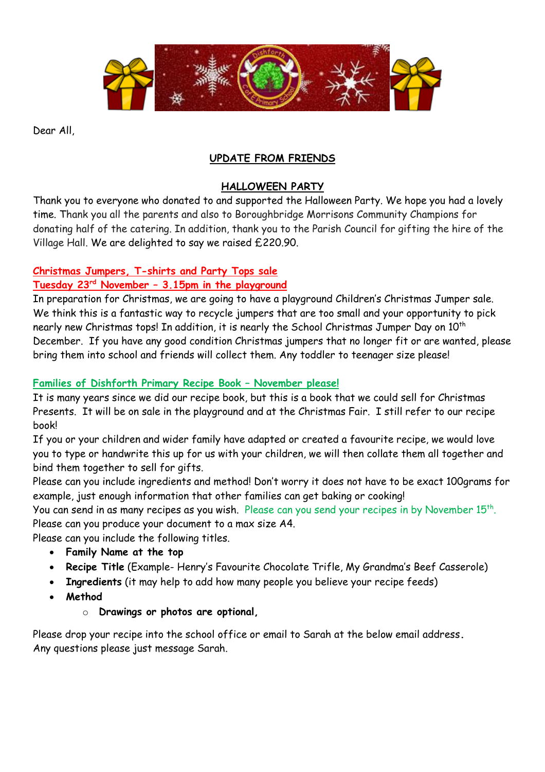Dear All,

## UPDATE FROM FRIENDS

### HALLOWEEN PARTY

Thank you to everyone who donated to and supported the Halloween Party. We hope you had a lovely time. Thank you all the parents and also to Boroughbridge Morrisons Community Champions for donating half of the catering. In addition, thank you to the Parish Council for gifting the hire of the Village Hall. We are delighted to say we raised £220.90.

### Christmas Jumpers, T-shirts and Party Tops sale
### Tuesday 23rd November – 3.15pm in the playground

In preparation for Christmas, we are going to have a playground Children's Christmas Jumper sale. We think this is a fantastic way to recycle jumpers that are too small and your opportunity to pick nearly new Christmas tops! In addition, it is nearly the School Christmas Jumper Day on 10th December. If you have any good condition Christmas jumpers that no longer fit or are wanted, please bring them into school and friends will collect them. Any toddler to teenager size please!

### Families of Dishforth Primary Recipe Book – November please!

It is many years since we did our recipe book, but this is a book that we could sell for Christmas Presents. It will be on sale in the playground and at the Christmas Fair. I still refer to our recipe book!

If you or your children and wider family have adapted or created a favourite recipe, we would love you to type or handwrite this up for us with your children, we will then collate them all together and bind them together to sell for gifts.

Please can you include ingredients and method! Don't worry it does not have to be exact 100grams for example, just enough information that other families can get baking or cooking!

You can send in as many recipes as you wish. Please can you send your recipes in by November 15th.

Please can you produce your document to a max size A4.

Please can you include the following titles.

- **Family Name at the top**
- **Recipe Title** (Example- Henry's Favourite Chocolate Trifle, My Grandma's Beef Casserole)
- **Ingredients** (it may help to add how many people you believe your recipe feeds)
- **Method**
    - **Drawings or photos are optional,**

Please drop your recipe into the school office or email to Sarah at the below email address.

Any questions please just message Sarah.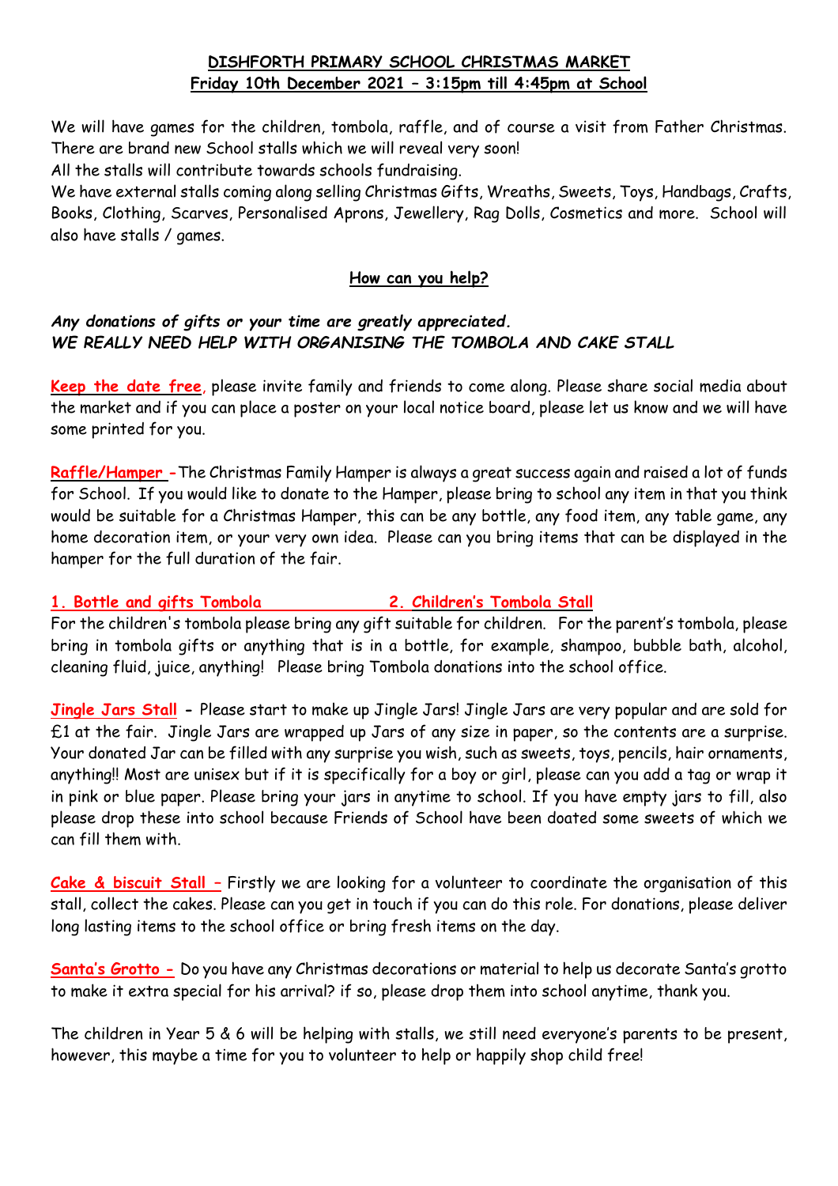**DISHFORTH PRIMARY SCHOOL CHRISTMAS MARKET**
**Friday 10th December 2021 – 3:15pm till 4:45pm at School**

We will have games for the children, tombola, raffle, and of course a visit from Father Christmas. There are brand new School stalls which we will reveal very soon!
All the stalls will contribute towards schools fundraising.
We have external stalls coming along selling Christmas Gifts, Wreaths, Sweets, Toys, Handbags, Crafts, Books, Clothing, Scarves, Personalised Aprons, Jewellery, Rag Dolls, Cosmetics and more. School will also have stalls / games.

**How can you help?**

***Any donations of gifts or your time are greatly appreciated.***
***WE REALLY NEED HELP WITH ORGANISING THE TOMBOLA AND CAKE STALL***

**Keep the date free**, please invite family and friends to come along. Please share social media about the market and if you can place a poster on your local notice board, please let us know and we will have some printed for you.

**Raffle/Hamper** -The Christmas Family Hamper is always a great success again and raised a lot of funds for School. If you would like to donate to the Hamper, please bring to school any item in that you think would be suitable for a Christmas Hamper, this can be any bottle, any food item, any table game, any home decoration item, or your very own idea. Please can you bring items that can be displayed in the hamper for the full duration of the fair.

**1. Bottle and gifts Tombola** **2. Children's Tombola Stall**
For the children's tombola please bring any gift suitable for children. For the parent's tombola, please bring in tombola gifts or anything that is in a bottle, for example, shampoo, bubble bath, alcohol, cleaning fluid, juice, anything! Please bring Tombola donations into the school office.

**Jingle Jars Stall** - Please start to make up Jingle Jars! Jingle Jars are very popular and are sold for £1 at the fair. Jingle Jars are wrapped up Jars of any size in paper, so the contents are a surprise. Your donated Jar can be filled with any surprise you wish, such as sweets, toys, pencils, hair ornaments, anything!! Most are unisex but if it is specifically for a boy or girl, please can you add a tag or wrap it in pink or blue paper. Please bring your jars in anytime to school. If you have empty jars to fill, also please drop these into school because Friends of School have been doated some sweets of which we can fill them with.

**Cake & biscuit Stall** – Firstly we are looking for a volunteer to coordinate the organisation of this stall, collect the cakes. Please can you get in touch if you can do this role. For donations, please deliver long lasting items to the school office or bring fresh items on the day.

**Santa's Grotto** - Do you have any Christmas decorations or material to help us decorate Santa's grotto to make it extra special for his arrival? if so, please drop them into school anytime, thank you.

The children in Year 5 & 6 will be helping with stalls, we still need everyone's parents to be present, however, this maybe a time for you to volunteer to help or happily shop child free!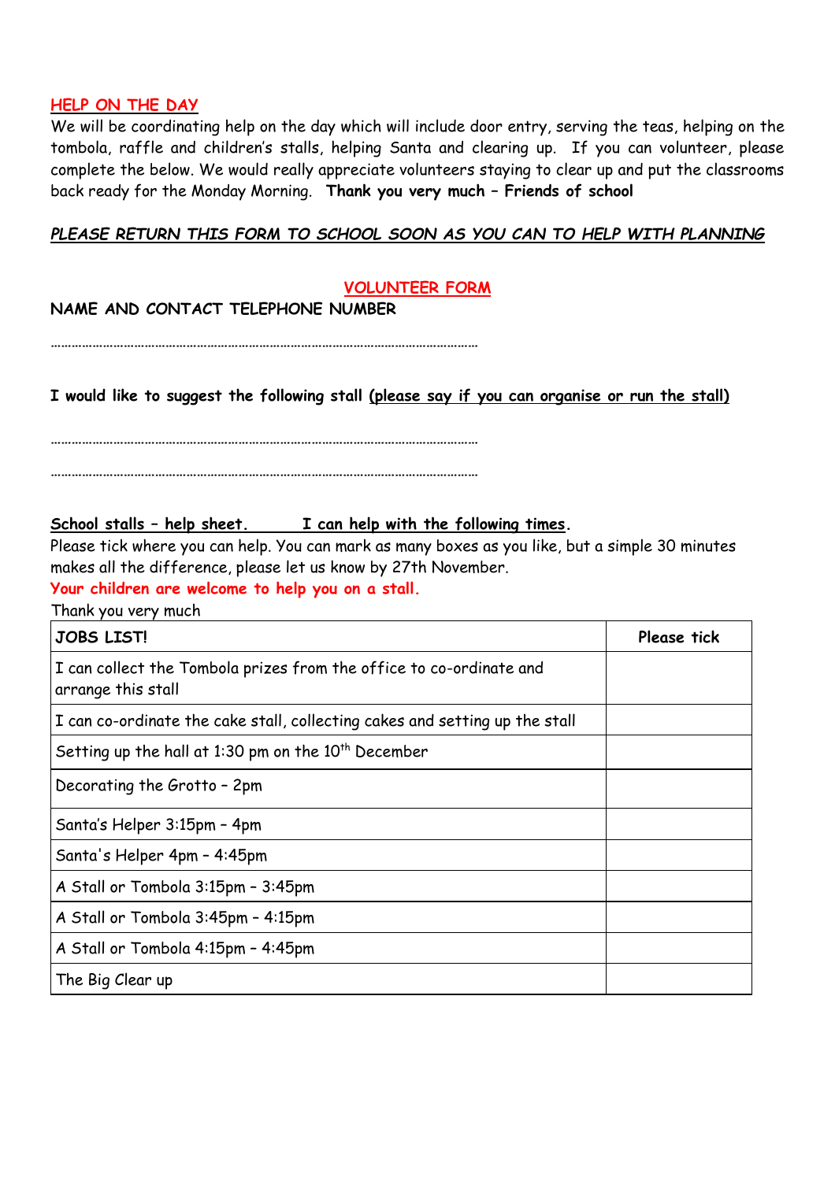## HELP ON THE DAY

We will be coordinating help on the day which will include door entry, serving the teas, helping on the tombola, raffle and children's stalls, helping Santa and clearing up. If you can volunteer, please complete the below. We would really appreciate volunteers staying to clear up and put the classrooms back ready for the Monday Morning. **Thank you very much – Friends of school**

***PLEASE RETURN THIS FORM TO SCHOOL SOON AS YOU CAN TO HELP WITH PLANNING***

## VOLUNTEER FORM

**NAME AND CONTACT TELEPHONE NUMBER**

……………………………………………………………………………………………………

**I would like to suggest the following stall (please say if you can organise or run the stall)**

……………………………………………………………………………………………………

……………………………………………………………………………………………………

**School stalls – help sheet.** **I can help with the following times.**

Please tick where you can help. You can mark as many boxes as you like, but a simple 30 minutes makes all the difference, please let us know by 27th November.

**Your children are welcome to help you on a stall.**

Thank you very much

| JOBS LIST! | Please tick |
|---|---|
| I can collect the Tombola prizes from the office to co-ordinate and arrange this stall | |
| I can co-ordinate the cake stall, collecting cakes and setting up the stall | |
| Setting up the hall at 1:30 pm on the 10th December | |
| Decorating the Grotto – 2pm | |
| Santa's Helper 3:15pm – 4pm | |
| Santa's Helper 4pm – 4:45pm | |
| A Stall or Tombola 3:15pm – 3:45pm | |
| A Stall or Tombola 3:45pm – 4:15pm | |
| A Stall or Tombola 4:15pm – 4:45pm | |
| The Big Clear up | |